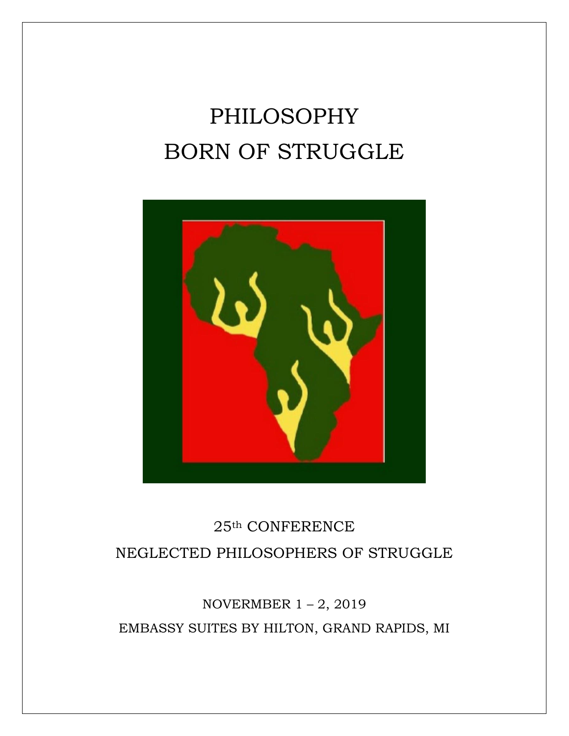# PHILOSOPHY
# BORN OF STRUGGLE

25th CONFERENCE

NEGLECTED PHILOSOPHERS OF STRUGGLE

NOVERMBER 1 – 2, 2019

EMBASSY SUITES BY HILTON, GRAND RAPIDS, MI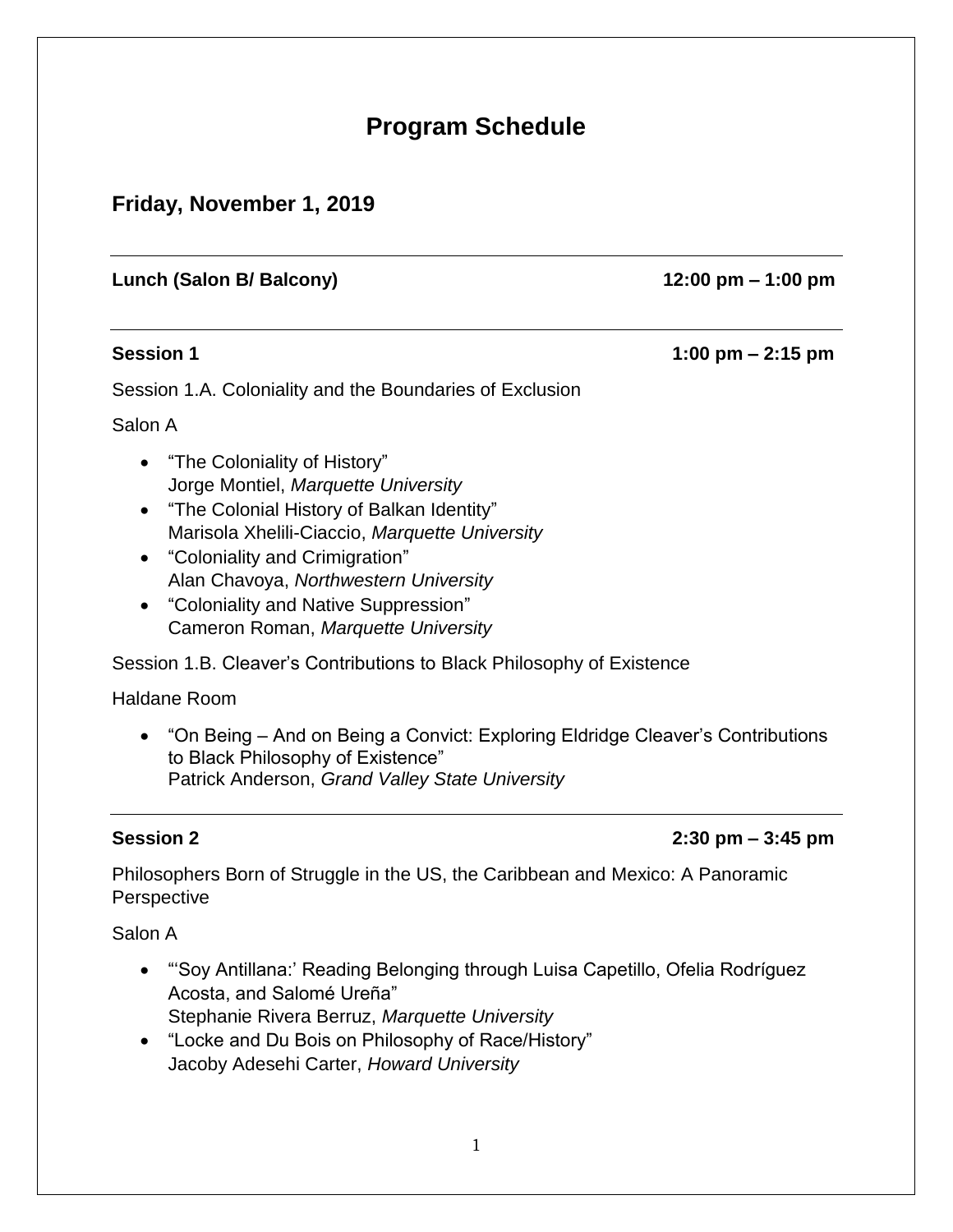# Program Schedule

## Friday, November 1, 2019

---

**Lunch (Salon B/ Balcony)** **12:00 pm – 1:00 pm**

---

**Session 1** **1:00 pm – 2:15 pm**

Session 1.A. Coloniality and the Boundaries of Exclusion

Salon A

- "The Coloniality of History"
  Jorge Montiel, *Marquette University*
- "The Colonial History of Balkan Identity"
  Marisola Xhelili-Ciaccio, *Marquette University*
- "Coloniality and Crimigration"
  Alan Chavoya, *Northwestern University*
- "Coloniality and Native Suppression"
  Cameron Roman, *Marquette University*

Session 1.B. Cleaver's Contributions to Black Philosophy of Existence

Haldane Room

- "On Being – And on Being a Convict: Exploring Eldridge Cleaver's Contributions to Black Philosophy of Existence"
  Patrick Anderson, *Grand Valley State University*

---

**Session 2** **2:30 pm – 3:45 pm**

Philosophers Born of Struggle in the US, the Caribbean and Mexico: A Panoramic Perspective

Salon A

- "'Soy Antillana:' Reading Belonging through Luisa Capetillo, Ofelia Rodríguez Acosta, and Salomé Ureña"
  Stephanie Rivera Berruz, *Marquette University*
- "Locke and Du Bois on Philosophy of Race/History"
  Jacoby Adesehi Carter, *Howard University*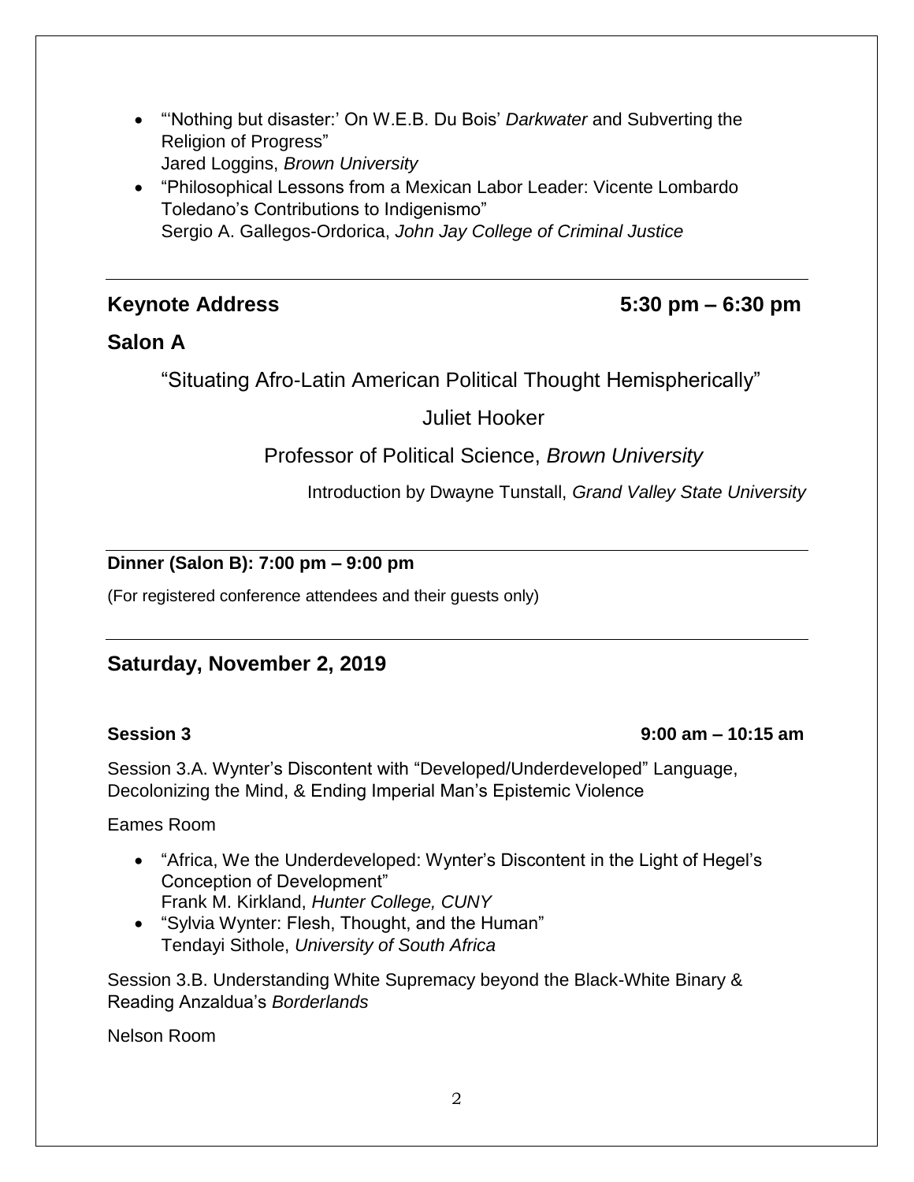- "'Nothing but disaster:' On W.E.B. Du Bois' *Darkwater* and Subverting the Religion of Progress"
  Jared Loggins, *Brown University*
- "Philosophical Lessons from a Mexican Labor Leader: Vicente Lombardo Toledano's Contributions to Indigenismo"
  Sergio A. Gallegos-Ordorica, *John Jay College of Criminal Justice*

---

## Keynote Address 5:30 pm – 6:30 pm

## Salon A

"Situating Afro-Latin American Political Thought Hemispherically"

Juliet Hooker

Professor of Political Science, *Brown University*

Introduction by Dwayne Tunstall, *Grand Valley State University*

---

**Dinner (Salon B): 7:00 pm – 9:00 pm**

(For registered conference attendees and their guests only)

---

## Saturday, November 2, 2019

**Session 3 9:00 am – 10:15 am**

Session 3.A. Wynter's Discontent with "Developed/Underdeveloped" Language, Decolonizing the Mind, & Ending Imperial Man's Epistemic Violence

Eames Room

- "Africa, We the Underdeveloped: Wynter's Discontent in the Light of Hegel's Conception of Development"
  Frank M. Kirkland, *Hunter College, CUNY*
- "Sylvia Wynter: Flesh, Thought, and the Human"
  Tendayi Sithole, *University of South Africa*

Session 3.B. Understanding White Supremacy beyond the Black-White Binary & Reading Anzaldua's *Borderlands*

Nelson Room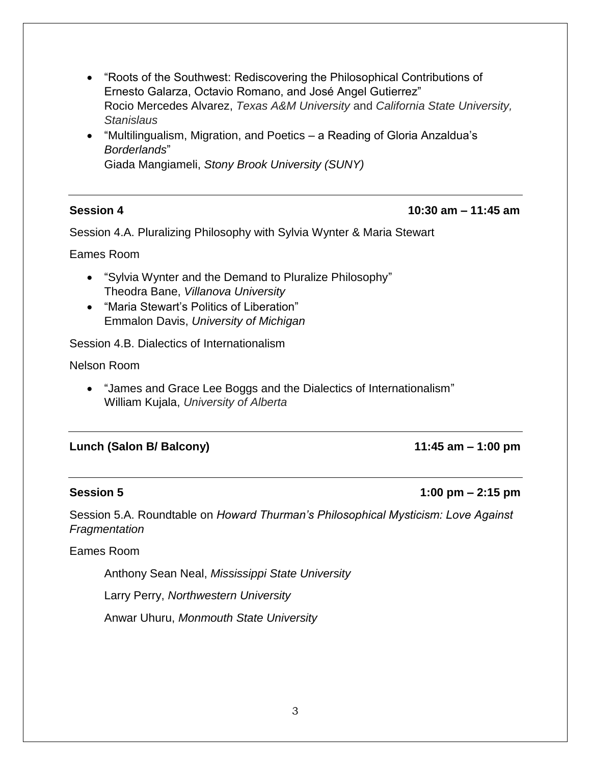- "Roots of the Southwest: Rediscovering the Philosophical Contributions of Ernesto Galarza, Octavio Romano, and José Angel Gutierrez"
  Rocio Mercedes Alvarez, *Texas A&M University* and *California State University, Stanislaus*
- "Multilingualism, Migration, and Poetics – a Reading of Gloria Anzaldua's *Borderlands*"
  Giada Mangiameli, *Stony Brook University (SUNY)*

---

**Session 4** **10:30 am – 11:45 am**

Session 4.A. Pluralizing Philosophy with Sylvia Wynter & Maria Stewart

Eames Room

- "Sylvia Wynter and the Demand to Pluralize Philosophy"
  Theodra Bane, *Villanova University*
- "Maria Stewart's Politics of Liberation"
  Emmalon Davis, *University of Michigan*

Session 4.B. Dialectics of Internationalism

Nelson Room

- "James and Grace Lee Boggs and the Dialectics of Internationalism"
  William Kujala, *University of Alberta*

---

**Lunch (Salon B/ Balcony)** **11:45 am – 1:00 pm**

---

**Session 5** **1:00 pm – 2:15 pm**

Session 5.A. Roundtable on *Howard Thurman's Philosophical Mysticism: Love Against Fragmentation*

Eames Room

Anthony Sean Neal, *Mississippi State University*

Larry Perry, *Northwestern University*

Anwar Uhuru, *Monmouth State University*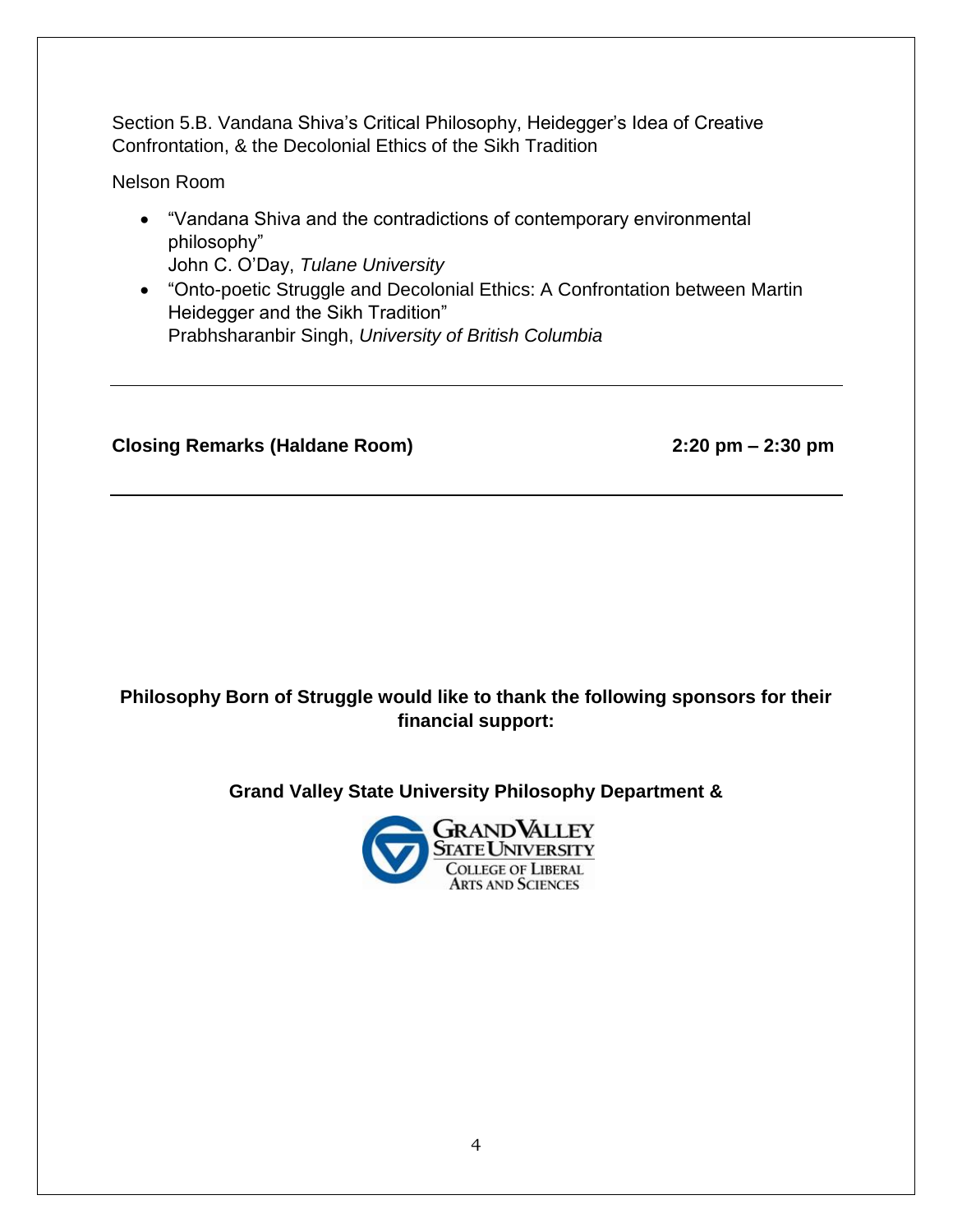Section 5.B. Vandana Shiva's Critical Philosophy, Heidegger's Idea of Creative Confrontation, & the Decolonial Ethics of the Sikh Tradition

Nelson Room

- "Vandana Shiva and the contradictions of contemporary environmental philosophy"  
  John C. O'Day, *Tulane University*
- "Onto-poetic Struggle and Decolonial Ethics: A Confrontation between Martin Heidegger and the Sikh Tradition"  
  Prabhsharanbir Singh, *University of British Columbia*

---

**Closing Remarks (Haldane Room)** **2:20 pm – 2:30 pm**

---

**Philosophy Born of Struggle would like to thank the following sponsors for their financial support:**

**Grand Valley State University Philosophy Department &**

Grand Valley State University
College of Liberal Arts and Sciences